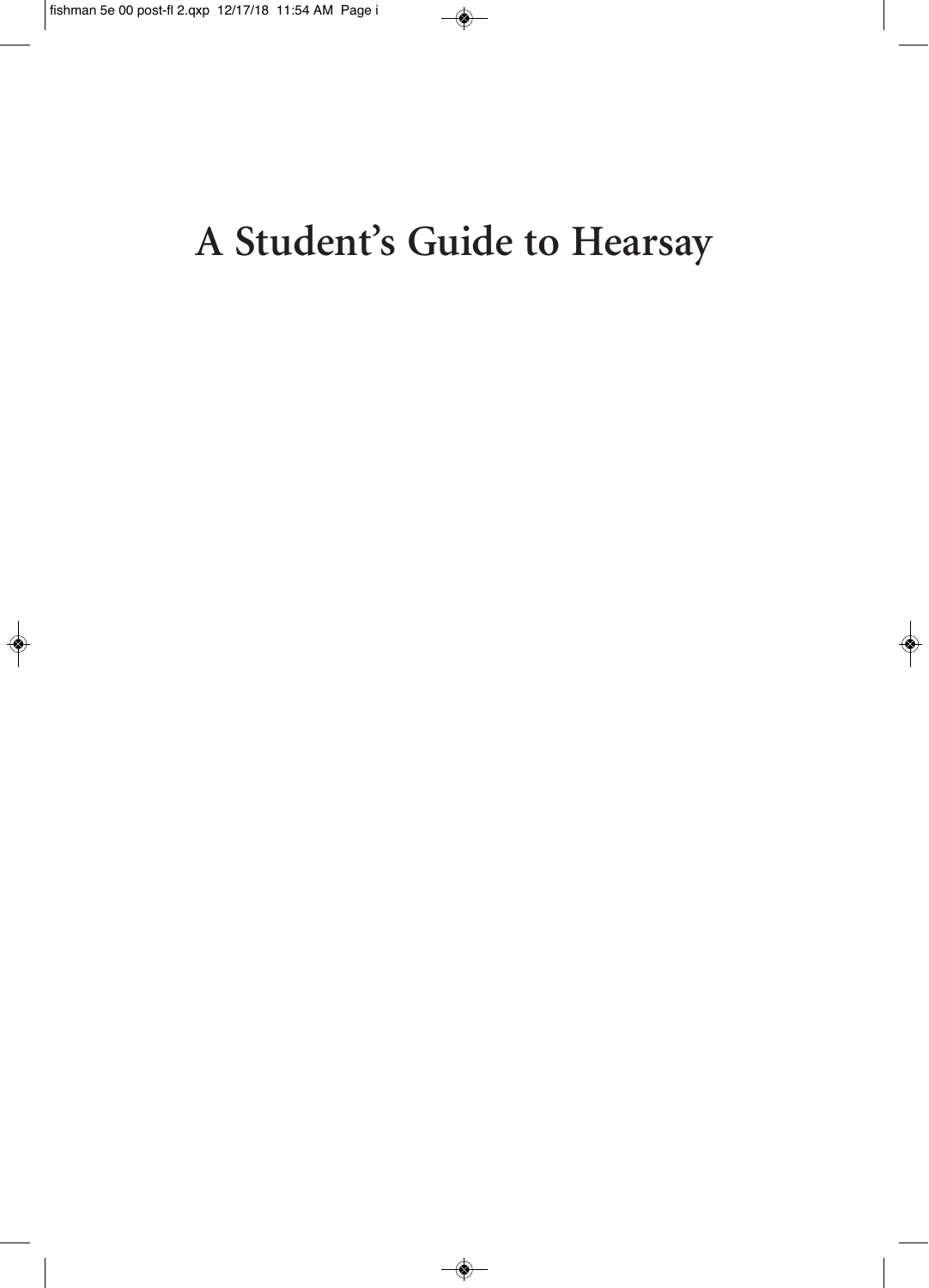# A Student's Guide to Hearsay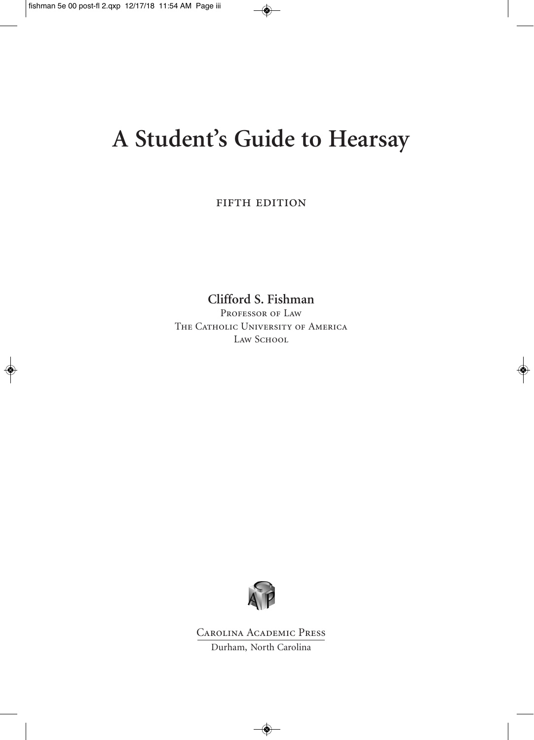# A Student's Guide to Hearsay

FIFTH EDITION

**Clifford S. Fishman**

Professor of Law
The Catholic University of America
Law School

Carolina Academic Press
Durham, North Carolina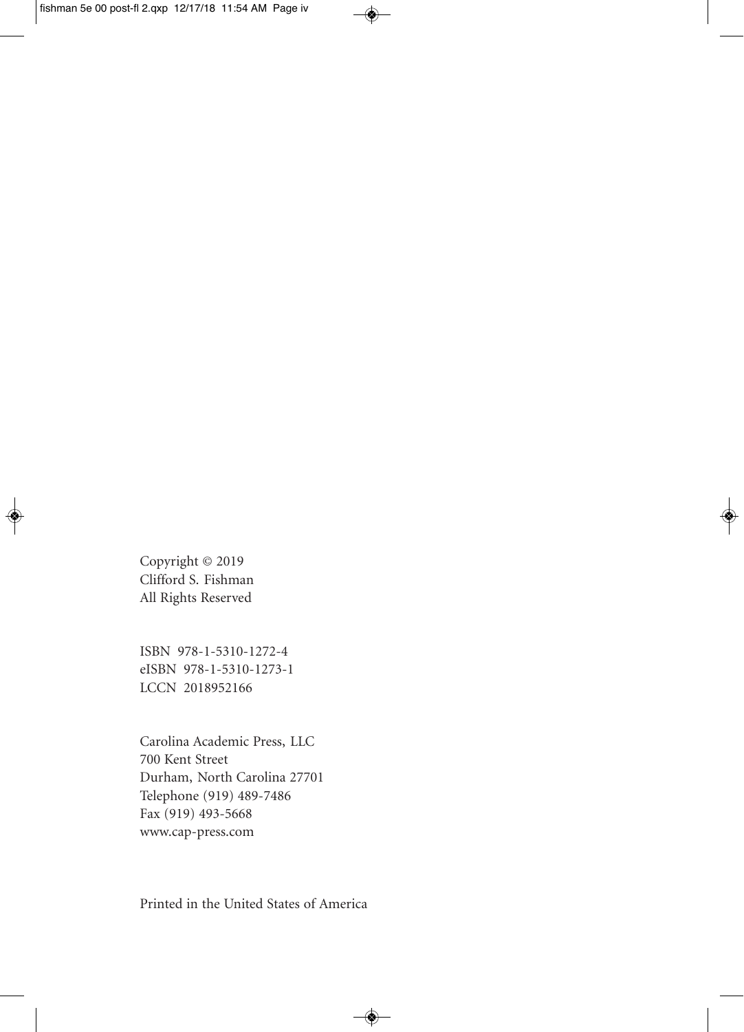Copyright © 2019
Clifford S. Fishman
All Rights Reserved

ISBN 978-1-5310-1272-4
eISBN 978-1-5310-1273-1
LCCN 2018952166

Carolina Academic Press, LLC
700 Kent Street
Durham, North Carolina 27701
Telephone (919) 489-7486
Fax (919) 493-5668
www.cap-press.com

Printed in the United States of America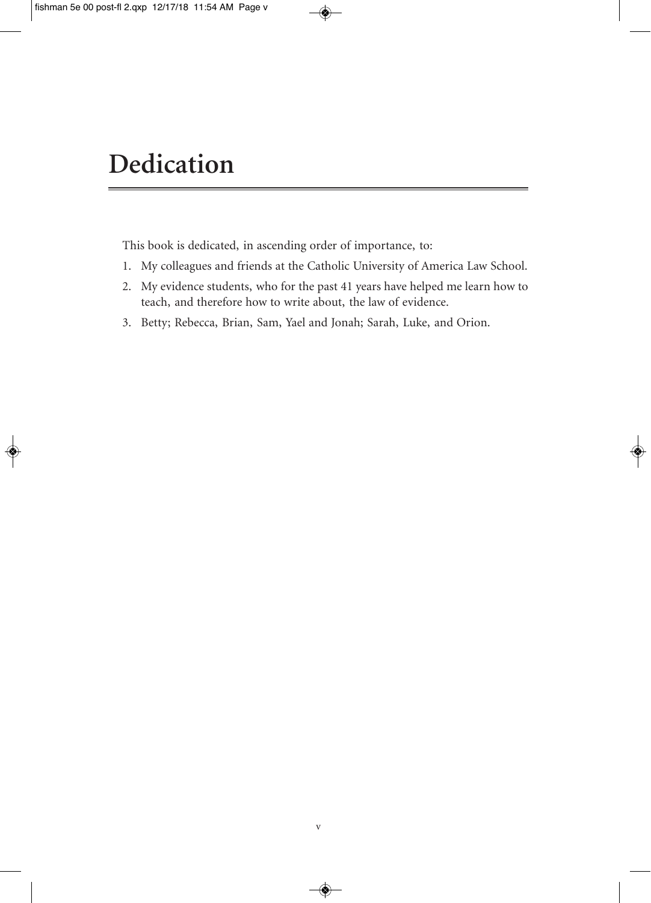# Dedication

This book is dedicated, in ascending order of importance, to:

1. My colleagues and friends at the Catholic University of America Law School.
2. My evidence students, who for the past 41 years have helped me learn how to teach, and therefore how to write about, the law of evidence.
3. Betty; Rebecca, Brian, Sam, Yael and Jonah; Sarah, Luke, and Orion.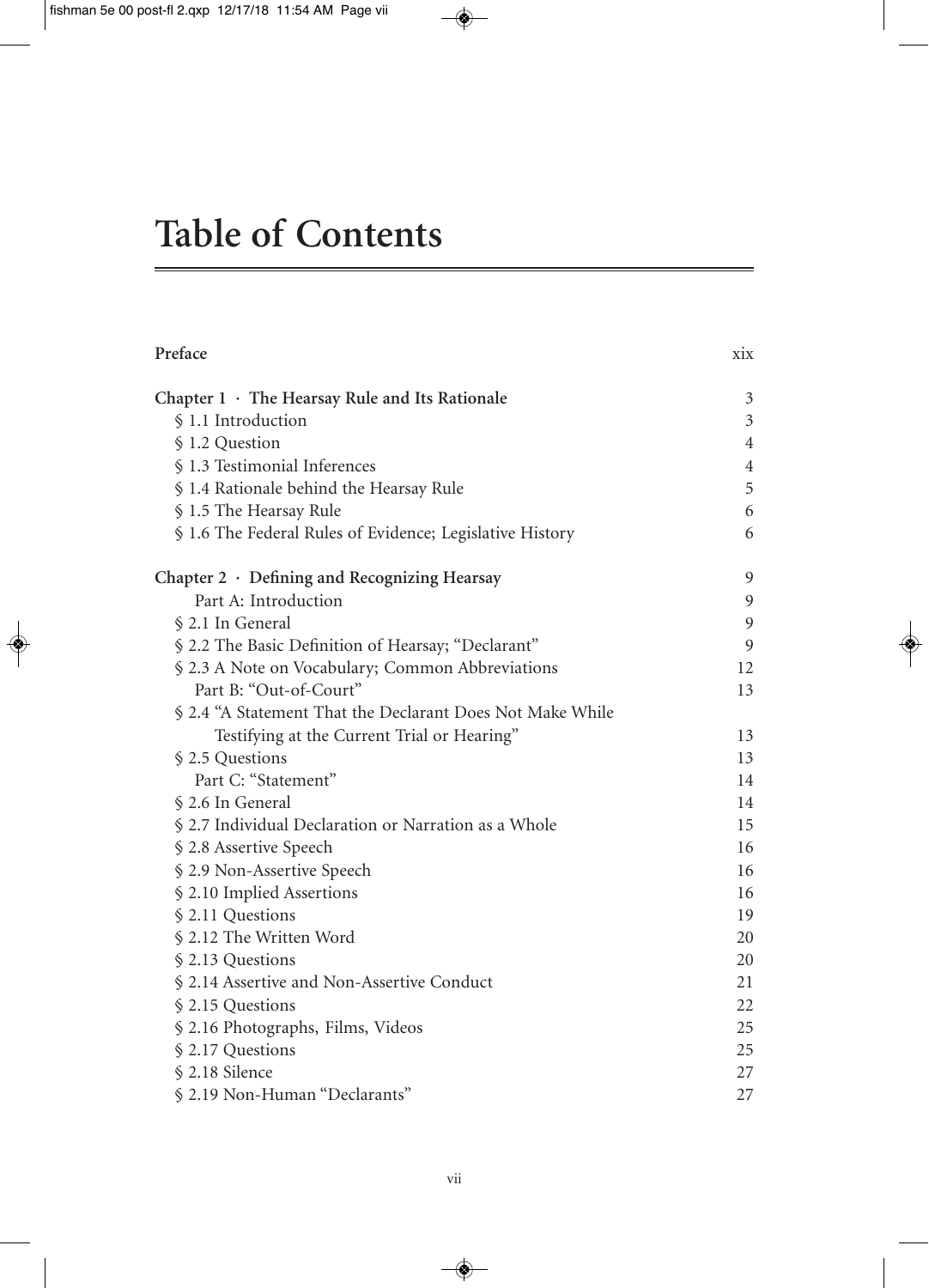# Table of Contents

| | |
|---|---|
| **Preface** | xix |
| **Chapter 1 · The Hearsay Rule and Its Rationale** | 3 |
| § 1.1 Introduction | 3 |
| § 1.2 Question | 4 |
| § 1.3 Testimonial Inferences | 4 |
| § 1.4 Rationale behind the Hearsay Rule | 5 |
| § 1.5 The Hearsay Rule | 6 |
| § 1.6 The Federal Rules of Evidence; Legislative History | 6 |
| **Chapter 2 · Defining and Recognizing Hearsay** | 9 |
| Part A: Introduction | 9 |
| § 2.1 In General | 9 |
| § 2.2 The Basic Definition of Hearsay; "Declarant" | 9 |
| § 2.3 A Note on Vocabulary; Common Abbreviations | 12 |
| Part B: "Out-of-Court" | 13 |
| § 2.4 "A Statement That the Declarant Does Not Make While Testifying at the Current Trial or Hearing" | 13 |
| § 2.5 Questions | 13 |
| Part C: "Statement" | 14 |
| § 2.6 In General | 14 |
| § 2.7 Individual Declaration or Narration as a Whole | 15 |
| § 2.8 Assertive Speech | 16 |
| § 2.9 Non-Assertive Speech | 16 |
| § 2.10 Implied Assertions | 16 |
| § 2.11 Questions | 19 |
| § 2.12 The Written Word | 20 |
| § 2.13 Questions | 20 |
| § 2.14 Assertive and Non-Assertive Conduct | 21 |
| § 2.15 Questions | 22 |
| § 2.16 Photographs, Films, Videos | 25 |
| § 2.17 Questions | 25 |
| § 2.18 Silence | 27 |
| § 2.19 Non-Human "Declarants" | 27 |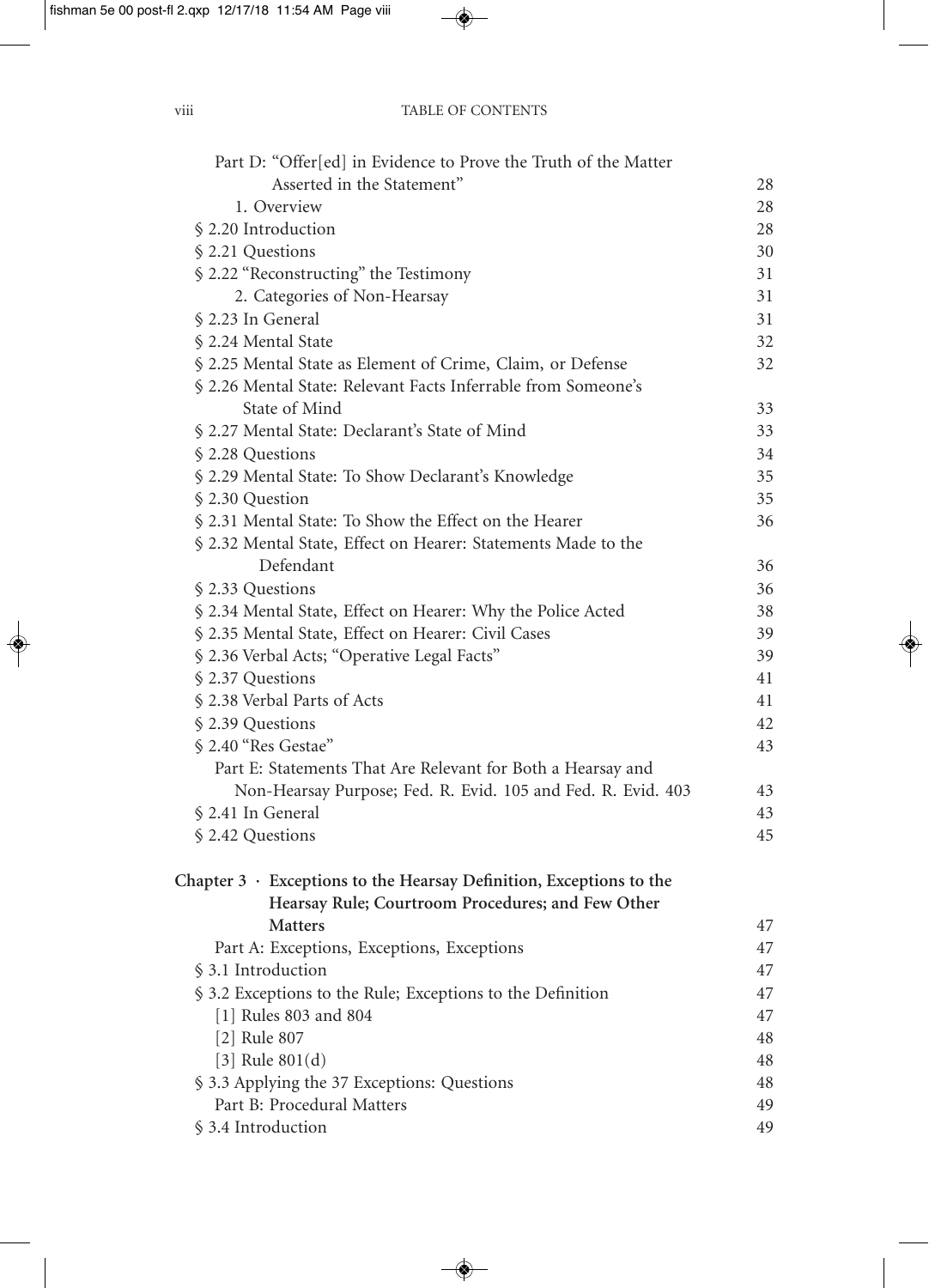Part D: "Offer[ed] in Evidence to Prove the Truth of the Matter Asserted in the Statement" 28

1. Overview 28

§ 2.20 Introduction 28

§ 2.21 Questions 30

§ 2.22 "Reconstructing" the Testimony 31

2. Categories of Non-Hearsay 31

§ 2.23 In General 31

§ 2.24 Mental State 32

§ 2.25 Mental State as Element of Crime, Claim, or Defense 32

§ 2.26 Mental State: Relevant Facts Inferrable from Someone's State of Mind 33

§ 2.27 Mental State: Declarant's State of Mind 33

§ 2.28 Questions 34

§ 2.29 Mental State: To Show Declarant's Knowledge 35

§ 2.30 Question 35

§ 2.31 Mental State: To Show the Effect on the Hearer 36

§ 2.32 Mental State, Effect on Hearer: Statements Made to the Defendant 36

§ 2.33 Questions 36

§ 2.34 Mental State, Effect on Hearer: Why the Police Acted 38

§ 2.35 Mental State, Effect on Hearer: Civil Cases 39

§ 2.36 Verbal Acts; "Operative Legal Facts" 39

§ 2.37 Questions 41

§ 2.38 Verbal Parts of Acts 41

§ 2.39 Questions 42

§ 2.40 "Res Gestae" 43

Part E: Statements That Are Relevant for Both a Hearsay and Non-Hearsay Purpose; Fed. R. Evid. 105 and Fed. R. Evid. 403 43

§ 2.41 In General 43

§ 2.42 Questions 45

**Chapter 3 · Exceptions to the Hearsay Definition, Exceptions to the Hearsay Rule; Courtroom Procedures; and Few Other Matters** 47

Part A: Exceptions, Exceptions, Exceptions 47

§ 3.1 Introduction 47

§ 3.2 Exceptions to the Rule; Exceptions to the Definition 47

[1] Rules 803 and 804 47

[2] Rule 807 48

[3] Rule 801(d) 48

§ 3.3 Applying the 37 Exceptions: Questions 48

Part B: Procedural Matters 49

§ 3.4 Introduction 49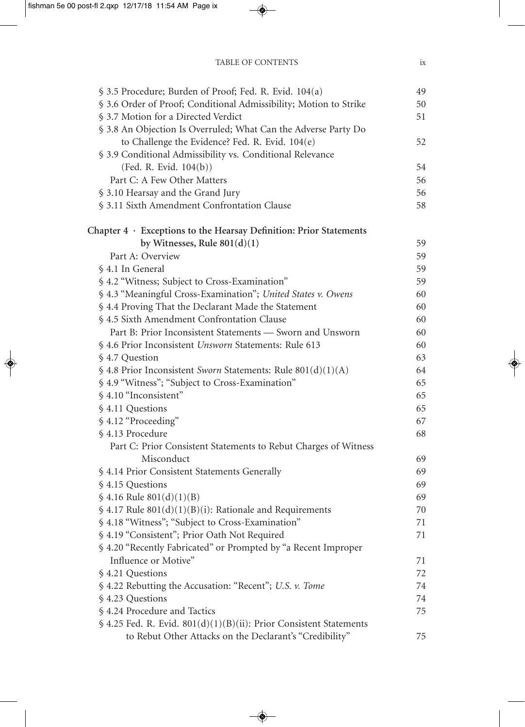§ 3.5 Procedure; Burden of Proof; Fed. R. Evid. 104(a) 49
§ 3.6 Order of Proof; Conditional Admissibility; Motion to Strike 50
§ 3.7 Motion for a Directed Verdict 51
§ 3.8 An Objection Is Overruled; What Can the Adverse Party Do to Challenge the Evidence? Fed. R. Evid. 104(e) 52
§ 3.9 Conditional Admissibility vs. Conditional Relevance (Fed. R. Evid. 104(b)) 54

Part C: A Few Other Matters 56
§ 3.10 Hearsay and the Grand Jury 56
§ 3.11 Sixth Amendment Confrontation Clause 58

**Chapter 4 · Exceptions to the Hearsay Definition: Prior Statements by Witnesses, Rule 801(d)(1)** 59

Part A: Overview 59
§ 4.1 In General 59
§ 4.2 "Witness; Subject to Cross-Examination" 59
§ 4.3 "Meaningful Cross-Examination"; *United States v. Owens* 60
§ 4.4 Proving That the Declarant Made the Statement 60
§ 4.5 Sixth Amendment Confrontation Clause 60

Part B: Prior Inconsistent Statements — Sworn and Unsworn 60
§ 4.6 Prior Inconsistent *Unsworn* Statements: Rule 613 60
§ 4.7 Question 63
§ 4.8 Prior Inconsistent *Sworn* Statements: Rule 801(d)(1)(A) 64
§ 4.9 "Witness"; "Subject to Cross-Examination" 65
§ 4.10 "Inconsistent" 65
§ 4.11 Questions 65
§ 4.12 "Proceeding" 67
§ 4.13 Procedure 68

Part C: Prior Consistent Statements to Rebut Charges of Witness Misconduct 69
§ 4.14 Prior Consistent Statements Generally 69
§ 4.15 Questions 69
§ 4.16 Rule 801(d)(1)(B) 69
§ 4.17 Rule 801(d)(1)(B)(i): Rationale and Requirements 70
§ 4.18 "Witness"; "Subject to Cross-Examination" 71
§ 4.19 "Consistent"; Prior Oath Not Required 71
§ 4.20 "Recently Fabricated" or Prompted by "a Recent Improper Influence or Motive" 71
§ 4.21 Questions 72
§ 4.22 Rebutting the Accusation: "Recent"; *U.S. v. Tome* 74
§ 4.23 Questions 74
§ 4.24 Procedure and Tactics 75
§ 4.25 Fed. R. Evid. 801(d)(1)(B)(ii): Prior Consistent Statements to Rebut Other Attacks on the Declarant's "Credibility" 75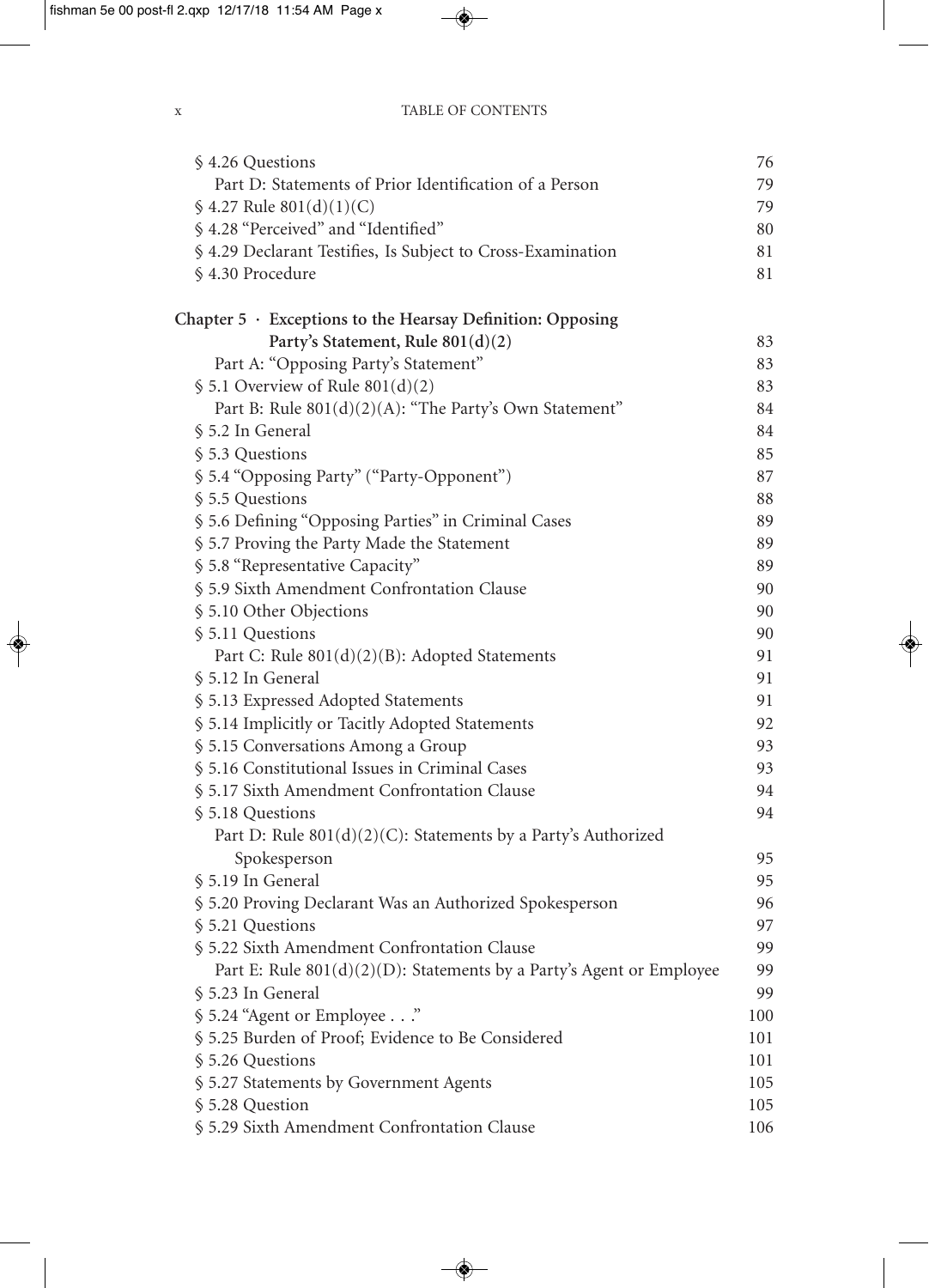| | |
|---|---|
| § 4.26 Questions | 76 |
| Part D: Statements of Prior Identification of a Person | 79 |
| § 4.27 Rule 801(d)(1)(C) | 79 |
| § 4.28 "Perceived" and "Identified" | 80 |
| § 4.29 Declarant Testifies, Is Subject to Cross-Examination | 81 |
| § 4.30 Procedure | 81 |
| **Chapter 5 · Exceptions to the Hearsay Definition: Opposing Party's Statement, Rule 801(d)(2)** | 83 |
| Part A: "Opposing Party's Statement" | 83 |
| § 5.1 Overview of Rule 801(d)(2) | 83 |
| Part B: Rule 801(d)(2)(A): "The Party's Own Statement" | 84 |
| § 5.2 In General | 84 |
| § 5.3 Questions | 85 |
| § 5.4 "Opposing Party" ("Party-Opponent") | 87 |
| § 5.5 Questions | 88 |
| § 5.6 Defining "Opposing Parties" in Criminal Cases | 89 |
| § 5.7 Proving the Party Made the Statement | 89 |
| § 5.8 "Representative Capacity" | 89 |
| § 5.9 Sixth Amendment Confrontation Clause | 90 |
| § 5.10 Other Objections | 90 |
| § 5.11 Questions | 90 |
| Part C: Rule 801(d)(2)(B): Adopted Statements | 91 |
| § 5.12 In General | 91 |
| § 5.13 Expressed Adopted Statements | 91 |
| § 5.14 Implicitly or Tacitly Adopted Statements | 92 |
| § 5.15 Conversations Among a Group | 93 |
| § 5.16 Constitutional Issues in Criminal Cases | 93 |
| § 5.17 Sixth Amendment Confrontation Clause | 94 |
| § 5.18 Questions | 94 |
| Part D: Rule 801(d)(2)(C): Statements by a Party's Authorized Spokesperson | 95 |
| § 5.19 In General | 95 |
| § 5.20 Proving Declarant Was an Authorized Spokesperson | 96 |
| § 5.21 Questions | 97 |
| § 5.22 Sixth Amendment Confrontation Clause | 99 |
| Part E: Rule 801(d)(2)(D): Statements by a Party's Agent or Employee | 99 |
| § 5.23 In General | 99 |
| § 5.24 "Agent or Employee . . ." | 100 |
| § 5.25 Burden of Proof; Evidence to Be Considered | 101 |
| § 5.26 Questions | 101 |
| § 5.27 Statements by Government Agents | 105 |
| § 5.28 Question | 105 |
| § 5.29 Sixth Amendment Confrontation Clause | 106 |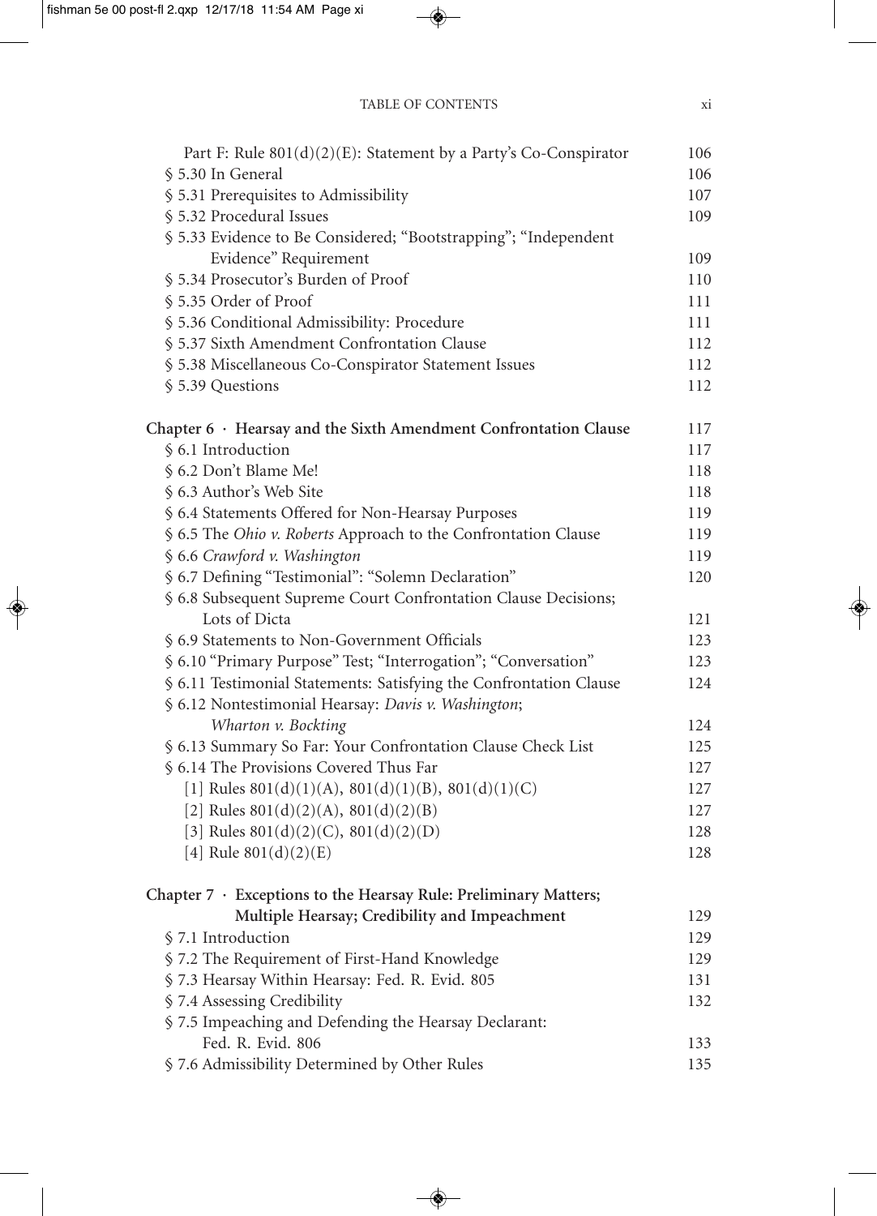Part F: Rule 801(d)(2)(E): Statement by a Party's Co-Conspirator 106

§ 5.30 In General 106

§ 5.31 Prerequisites to Admissibility 107

§ 5.32 Procedural Issues 109

§ 5.33 Evidence to Be Considered; "Bootstrapping"; "Independent Evidence" Requirement 109

§ 5.34 Prosecutor's Burden of Proof 110

§ 5.35 Order of Proof 111

§ 5.36 Conditional Admissibility: Procedure 111

§ 5.37 Sixth Amendment Confrontation Clause 112

§ 5.38 Miscellaneous Co-Conspirator Statement Issues 112

§ 5.39 Questions 112

**Chapter 6 · Hearsay and the Sixth Amendment Confrontation Clause** 117

§ 6.1 Introduction 117

§ 6.2 Don't Blame Me! 118

§ 6.3 Author's Web Site 118

§ 6.4 Statements Offered for Non-Hearsay Purposes 119

§ 6.5 The *Ohio v. Roberts* Approach to the Confrontation Clause 119

§ 6.6 *Crawford v. Washington* 119

§ 6.7 Defining "Testimonial": "Solemn Declaration" 120

§ 6.8 Subsequent Supreme Court Confrontation Clause Decisions; Lots of Dicta 121

§ 6.9 Statements to Non-Government Officials 123

§ 6.10 "Primary Purpose" Test; "Interrogation"; "Conversation" 123

§ 6.11 Testimonial Statements: Satisfying the Confrontation Clause 124

§ 6.12 Nontestimonial Hearsay: *Davis v. Washington*; *Wharton v. Bockting* 124

§ 6.13 Summary So Far: Your Confrontation Clause Check List 125

§ 6.14 The Provisions Covered Thus Far 127

[1] Rules 801(d)(1)(A), 801(d)(1)(B), 801(d)(1)(C) 127

[2] Rules 801(d)(2)(A), 801(d)(2)(B) 127

[3] Rules 801(d)(2)(C), 801(d)(2)(D) 128

[4] Rule 801(d)(2)(E) 128

**Chapter 7 · Exceptions to the Hearsay Rule: Preliminary Matters; Multiple Hearsay; Credibility and Impeachment** 129

§ 7.1 Introduction 129

§ 7.2 The Requirement of First-Hand Knowledge 129

§ 7.3 Hearsay Within Hearsay: Fed. R. Evid. 805 131

§ 7.4 Assessing Credibility 132

§ 7.5 Impeaching and Defending the Hearsay Declarant: Fed. R. Evid. 806 133

§ 7.6 Admissibility Determined by Other Rules 135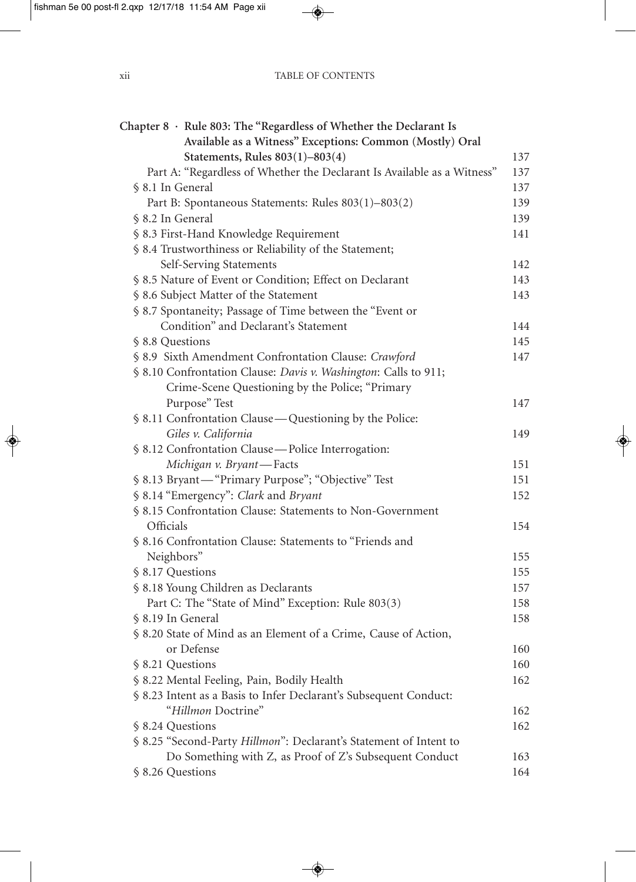**Chapter 8 · Rule 803: The "Regardless of Whether the Declarant Is Available as a Witness" Exceptions: Common (Mostly) Oral Statements, Rules 803(1)–803(4)** 137

Part A: "Regardless of Whether the Declarant Is Available as a Witness" 137

§ 8.1 In General 137

Part B: Spontaneous Statements: Rules 803(1)–803(2) 139

§ 8.2 In General 139

§ 8.3 First-Hand Knowledge Requirement 141

§ 8.4 Trustworthiness or Reliability of the Statement; Self-Serving Statements 142

§ 8.5 Nature of Event or Condition; Effect on Declarant 143

§ 8.6 Subject Matter of the Statement 143

§ 8.7 Spontaneity; Passage of Time between the "Event or Condition" and Declarant's Statement 144

§ 8.8 Questions 145

§ 8.9 Sixth Amendment Confrontation Clause: *Crawford* 147

§ 8.10 Confrontation Clause: *Davis v. Washington*: Calls to 911; Crime-Scene Questioning by the Police; "Primary Purpose" Test 147

§ 8.11 Confrontation Clause—Questioning by the Police: *Giles v. California* 149

§ 8.12 Confrontation Clause—Police Interrogation: *Michigan v. Bryant*—Facts 151

§ 8.13 Bryant—"Primary Purpose"; "Objective" Test 151

§ 8.14 "Emergency": *Clark* and *Bryant* 152

§ 8.15 Confrontation Clause: Statements to Non-Government Officials 154

§ 8.16 Confrontation Clause: Statements to "Friends and Neighbors" 155

§ 8.17 Questions 155

§ 8.18 Young Children as Declarants 157

Part C: The "State of Mind" Exception: Rule 803(3) 158

§ 8.19 In General 158

§ 8.20 State of Mind as an Element of a Crime, Cause of Action, or Defense 160

§ 8.21 Questions 160

§ 8.22 Mental Feeling, Pain, Bodily Health 162

§ 8.23 Intent as a Basis to Infer Declarant's Subsequent Conduct: "*Hillmon* Doctrine" 162

§ 8.24 Questions 162

§ 8.25 "Second-Party *Hillmon*": Declarant's Statement of Intent to Do Something with Z, as Proof of Z's Subsequent Conduct 163

§ 8.26 Questions 164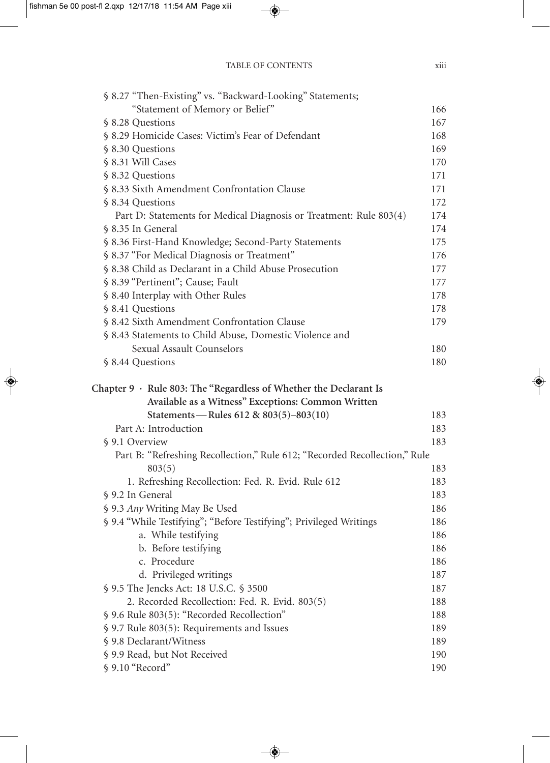§ 8.27 "Then-Existing" vs. "Backward-Looking" Statements; "Statement of Memory or Belief" 166
§ 8.28 Questions 167
§ 8.29 Homicide Cases: Victim's Fear of Defendant 168
§ 8.30 Questions 169
§ 8.31 Will Cases 170
§ 8.32 Questions 171
§ 8.33 Sixth Amendment Confrontation Clause 171
§ 8.34 Questions 172

Part D: Statements for Medical Diagnosis or Treatment: Rule 803(4) 174

§ 8.35 In General 174
§ 8.36 First-Hand Knowledge; Second-Party Statements 175
§ 8.37 "For Medical Diagnosis or Treatment" 176
§ 8.38 Child as Declarant in a Child Abuse Prosecution 177
§ 8.39 "Pertinent"; Cause; Fault 177
§ 8.40 Interplay with Other Rules 178
§ 8.41 Questions 178
§ 8.42 Sixth Amendment Confrontation Clause 179
§ 8.43 Statements to Child Abuse, Domestic Violence and Sexual Assault Counselors 180
§ 8.44 Questions 180

**Chapter 9 · Rule 803: The "Regardless of Whether the Declarant Is Available as a Witness" Exceptions: Common Written Statements — Rules 612 & 803(5)–803(10)** 183

Part A: Introduction 183

§ 9.1 Overview 183

Part B: "Refreshing Recollection," Rule 612; "Recorded Recollection," Rule 803(5) 183

1. Refreshing Recollection: Fed. R. Evid. Rule 612 183

§ 9.2 In General 183
§ 9.3 *Any* Writing May Be Used 186
§ 9.4 "While Testifying"; "Before Testifying"; Privileged Writings 186
- a. While testifying 186
- b. Before testifying 186
- c. Procedure 186
- d. Privileged writings 187

§ 9.5 The Jencks Act: 18 U.S.C. § 3500 187

2. Recorded Recollection: Fed. R. Evid. 803(5) 188

§ 9.6 Rule 803(5): "Recorded Recollection" 188
§ 9.7 Rule 803(5): Requirements and Issues 189
§ 9.8 Declarant/Witness 189
§ 9.9 Read, but Not Received 190
§ 9.10 "Record" 190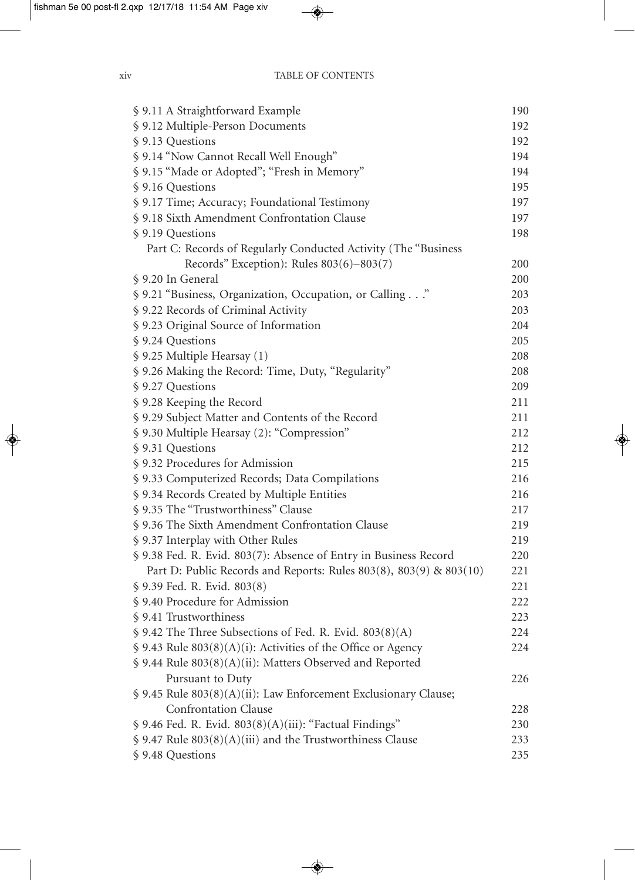| | |
|---|---|
| § 9.11 A Straightforward Example | 190 |
| § 9.12 Multiple-Person Documents | 192 |
| § 9.13 Questions | 192 |
| § 9.14 "Now Cannot Recall Well Enough" | 194 |
| § 9.15 "Made or Adopted"; "Fresh in Memory" | 194 |
| § 9.16 Questions | 195 |
| § 9.17 Time; Accuracy; Foundational Testimony | 197 |
| § 9.18 Sixth Amendment Confrontation Clause | 197 |
| § 9.19 Questions | 198 |
| Part C: Records of Regularly Conducted Activity (The "Business Records" Exception): Rules 803(6)–803(7) | 200 |
| § 9.20 In General | 200 |
| § 9.21 "Business, Organization, Occupation, or Calling . . ." | 203 |
| § 9.22 Records of Criminal Activity | 203 |
| § 9.23 Original Source of Information | 204 |
| § 9.24 Questions | 205 |
| § 9.25 Multiple Hearsay (1) | 208 |
| § 9.26 Making the Record: Time, Duty, "Regularity" | 208 |
| § 9.27 Questions | 209 |
| § 9.28 Keeping the Record | 211 |
| § 9.29 Subject Matter and Contents of the Record | 211 |
| § 9.30 Multiple Hearsay (2): "Compression" | 212 |
| § 9.31 Questions | 212 |
| § 9.32 Procedures for Admission | 215 |
| § 9.33 Computerized Records; Data Compilations | 216 |
| § 9.34 Records Created by Multiple Entities | 216 |
| § 9.35 The "Trustworthiness" Clause | 217 |
| § 9.36 The Sixth Amendment Confrontation Clause | 219 |
| § 9.37 Interplay with Other Rules | 219 |
| § 9.38 Fed. R. Evid. 803(7): Absence of Entry in Business Record | 220 |
| Part D: Public Records and Reports: Rules 803(8), 803(9) & 803(10) | 221 |
| § 9.39 Fed. R. Evid. 803(8) | 221 |
| § 9.40 Procedure for Admission | 222 |
| § 9.41 Trustworthiness | 223 |
| § 9.42 The Three Subsections of Fed. R. Evid. 803(8)(A) | 224 |
| § 9.43 Rule 803(8)(A)(i): Activities of the Office or Agency | 224 |
| § 9.44 Rule 803(8)(A)(ii): Matters Observed and Reported Pursuant to Duty | 226 |
| § 9.45 Rule 803(8)(A)(ii): Law Enforcement Exclusionary Clause; Confrontation Clause | 228 |
| § 9.46 Fed. R. Evid. 803(8)(A)(iii): "Factual Findings" | 230 |
| § 9.47 Rule 803(8)(A)(iii) and the Trustworthiness Clause | 233 |
| § 9.48 Questions | 235 |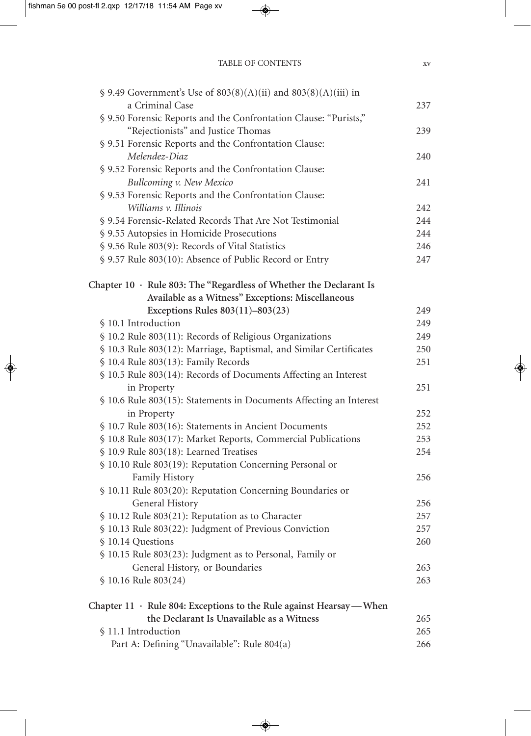§ 9.49 Government's Use of 803(8)(A)(ii) and 803(8)(A)(iii) in a Criminal Case 237

§ 9.50 Forensic Reports and the Confrontation Clause: "Purists," "Rejectionists" and Justice Thomas 239

§ 9.51 Forensic Reports and the Confrontation Clause: *Melendez-Diaz* 240

§ 9.52 Forensic Reports and the Confrontation Clause: *Bullcoming v. New Mexico* 241

§ 9.53 Forensic Reports and the Confrontation Clause: *Williams v. Illinois* 242

§ 9.54 Forensic-Related Records That Are Not Testimonial 244

§ 9.55 Autopsies in Homicide Prosecutions 244

§ 9.56 Rule 803(9): Records of Vital Statistics 246

§ 9.57 Rule 803(10): Absence of Public Record or Entry 247

**Chapter 10 · Rule 803: The "Regardless of Whether the Declarant Is Available as a Witness" Exceptions: Miscellaneous Exceptions Rules 803(11)–803(23)** 249

§ 10.1 Introduction 249

§ 10.2 Rule 803(11): Records of Religious Organizations 249

§ 10.3 Rule 803(12): Marriage, Baptismal, and Similar Certificates 250

§ 10.4 Rule 803(13): Family Records 251

§ 10.5 Rule 803(14): Records of Documents Affecting an Interest in Property 251

§ 10.6 Rule 803(15): Statements in Documents Affecting an Interest in Property 252

§ 10.7 Rule 803(16): Statements in Ancient Documents 252

§ 10.8 Rule 803(17): Market Reports, Commercial Publications 253

§ 10.9 Rule 803(18): Learned Treatises 254

§ 10.10 Rule 803(19): Reputation Concerning Personal or Family History 256

§ 10.11 Rule 803(20): Reputation Concerning Boundaries or General History 256

§ 10.12 Rule 803(21): Reputation as to Character 257

§ 10.13 Rule 803(22): Judgment of Previous Conviction 257

§ 10.14 Questions 260

§ 10.15 Rule 803(23): Judgment as to Personal, Family or General History, or Boundaries 263

§ 10.16 Rule 803(24) 263

**Chapter 11 · Rule 804: Exceptions to the Rule against Hearsay—When the Declarant Is Unavailable as a Witness** 265

§ 11.1 Introduction 265

Part A: Defining "Unavailable": Rule 804(a) 266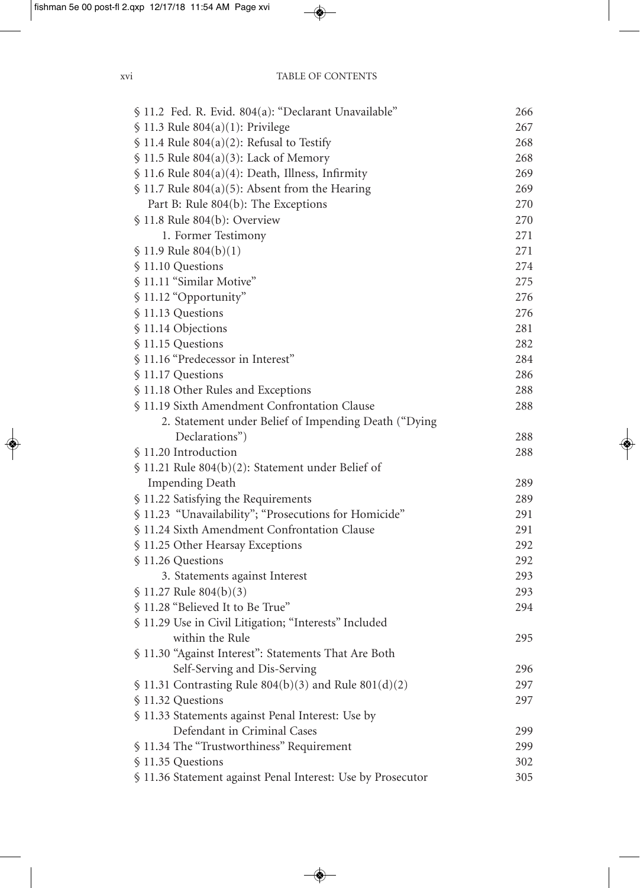| | |
|---|---|
| § 11.2 Fed. R. Evid. 804(a): "Declarant Unavailable" | 266 |
| § 11.3 Rule 804(a)(1): Privilege | 267 |
| § 11.4 Rule 804(a)(2): Refusal to Testify | 268 |
| § 11.5 Rule 804(a)(3): Lack of Memory | 268 |
| § 11.6 Rule 804(a)(4): Death, Illness, Infirmity | 269 |
| § 11.7 Rule 804(a)(5): Absent from the Hearing | 269 |
| Part B: Rule 804(b): The Exceptions | 270 |
| § 11.8 Rule 804(b): Overview | 270 |
| 1. Former Testimony | 271 |
| § 11.9 Rule 804(b)(1) | 271 |
| § 11.10 Questions | 274 |
| § 11.11 "Similar Motive" | 275 |
| § 11.12 "Opportunity" | 276 |
| § 11.13 Questions | 276 |
| § 11.14 Objections | 281 |
| § 11.15 Questions | 282 |
| § 11.16 "Predecessor in Interest" | 284 |
| § 11.17 Questions | 286 |
| § 11.18 Other Rules and Exceptions | 288 |
| § 11.19 Sixth Amendment Confrontation Clause | 288 |
| 2. Statement under Belief of Impending Death ("Dying Declarations") | 288 |
| § 11.20 Introduction | 288 |
| § 11.21 Rule 804(b)(2): Statement under Belief of Impending Death | 289 |
| § 11.22 Satisfying the Requirements | 289 |
| § 11.23 "Unavailability"; "Prosecutions for Homicide" | 291 |
| § 11.24 Sixth Amendment Confrontation Clause | 291 |
| § 11.25 Other Hearsay Exceptions | 292 |
| § 11.26 Questions | 292 |
| 3. Statements against Interest | 293 |
| § 11.27 Rule 804(b)(3) | 293 |
| § 11.28 "Believed It to Be True" | 294 |
| § 11.29 Use in Civil Litigation; "Interests" Included within the Rule | 295 |
| § 11.30 "Against Interest": Statements That Are Both Self-Serving and Dis-Serving | 296 |
| § 11.31 Contrasting Rule 804(b)(3) and Rule 801(d)(2) | 297 |
| § 11.32 Questions | 297 |
| § 11.33 Statements against Penal Interest: Use by Defendant in Criminal Cases | 299 |
| § 11.34 The "Trustworthiness" Requirement | 299 |
| § 11.35 Questions | 302 |
| § 11.36 Statement against Penal Interest: Use by Prosecutor | 305 |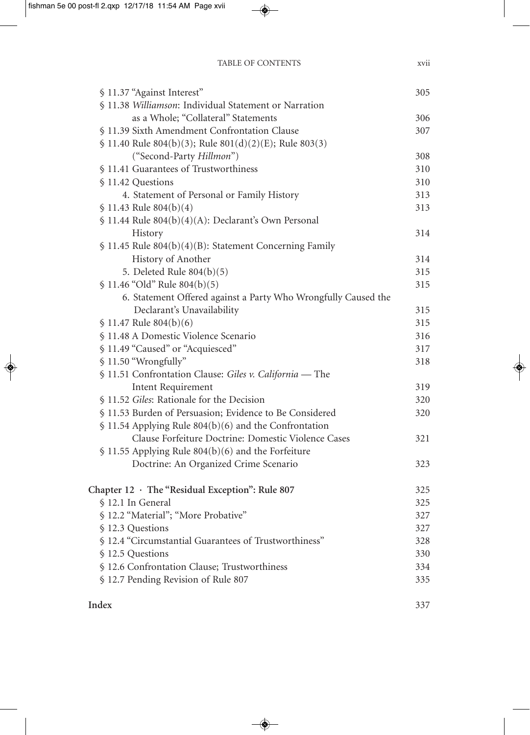§ 11.37 "Against Interest" 305

§ 11.38 *Williamson*: Individual Statement or Narration as a Whole; "Collateral" Statements 306

§ 11.39 Sixth Amendment Confrontation Clause 307

§ 11.40 Rule 804(b)(3); Rule 801(d)(2)(E); Rule 803(3) ("Second-Party *Hillmon*") 308

§ 11.41 Guarantees of Trustworthiness 310

§ 11.42 Questions 310

4. Statement of Personal or Family History 313

§ 11.43 Rule 804(b)(4) 313

§ 11.44 Rule 804(b)(4)(A): Declarant's Own Personal History 314

§ 11.45 Rule 804(b)(4)(B): Statement Concerning Family History of Another 314

5. Deleted Rule 804(b)(5) 315

§ 11.46 "Old" Rule 804(b)(5) 315

6. Statement Offered against a Party Who Wrongfully Caused the Declarant's Unavailability 315

§ 11.47 Rule 804(b)(6) 315

§ 11.48 A Domestic Violence Scenario 316

§ 11.49 "Caused" or "Acquiesced" 317

§ 11.50 "Wrongfully" 318

§ 11.51 Confrontation Clause: *Giles v. California* — The Intent Requirement 319

§ 11.52 *Giles*: Rationale for the Decision 320

§ 11.53 Burden of Persuasion; Evidence to Be Considered 320

§ 11.54 Applying Rule 804(b)(6) and the Confrontation Clause Forfeiture Doctrine: Domestic Violence Cases 321

§ 11.55 Applying Rule 804(b)(6) and the Forfeiture Doctrine: An Organized Crime Scenario 323

**Chapter 12 · The "Residual Exception": Rule 807** 325

§ 12.1 In General 325

§ 12.2 "Material"; "More Probative" 327

§ 12.3 Questions 327

§ 12.4 "Circumstantial Guarantees of Trustworthiness" 328

§ 12.5 Questions 330

§ 12.6 Confrontation Clause; Trustworthiness 334

§ 12.7 Pending Revision of Rule 807 335

**Index** 337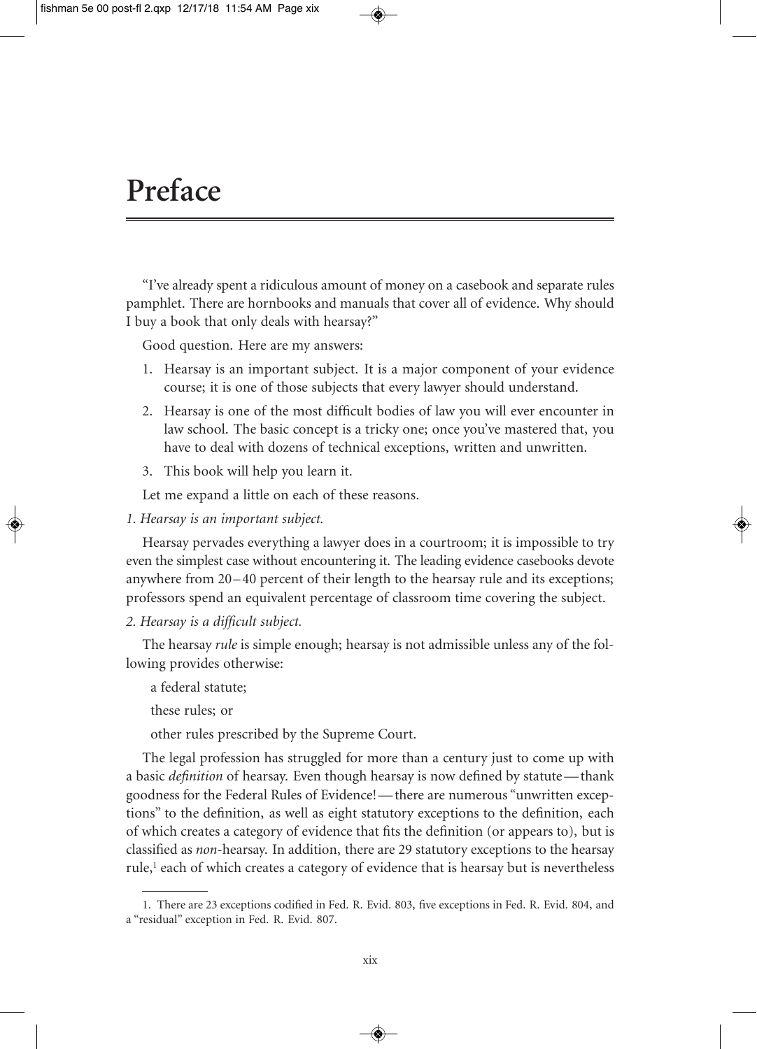# Preface

"I've already spent a ridiculous amount of money on a casebook and separate rules pamphlet. There are hornbooks and manuals that cover all of evidence. Why should I buy a book that only deals with hearsay?"

Good question. Here are my answers:

1. Hearsay is an important subject. It is a major component of your evidence course; it is one of those subjects that every lawyer should understand.
2. Hearsay is one of the most difficult bodies of law you will ever encounter in law school. The basic concept is a tricky one; once you've mastered that, you have to deal with dozens of technical exceptions, written and unwritten.
3. This book will help you learn it.

Let me expand a little on each of these reasons.

*1. Hearsay is an important subject.*

Hearsay pervades everything a lawyer does in a courtroom; it is impossible to try even the simplest case without encountering it. The leading evidence casebooks devote anywhere from 20–40 percent of their length to the hearsay rule and its exceptions; professors spend an equivalent percentage of classroom time covering the subject.

*2. Hearsay is a difficult subject.*

The hearsay *rule* is simple enough; hearsay is not admissible unless any of the following provides otherwise:

a federal statute;

these rules; or

other rules prescribed by the Supreme Court.

The legal profession has struggled for more than a century just to come up with a basic *definition* of hearsay. Even though hearsay is now defined by statute—thank goodness for the Federal Rules of Evidence!—there are numerous "unwritten exceptions" to the definition, as well as eight statutory exceptions to the definition, each of which creates a category of evidence that fits the definition (or appears to), but is classified as *non*-hearsay. In addition, there are 29 statutory exceptions to the hearsay rule,[1] each of which creates a category of evidence that is hearsay but is nevertheless

---

1. There are 23 exceptions codified in Fed. R. Evid. 803, five exceptions in Fed. R. Evid. 804, and a "residual" exception in Fed. R. Evid. 807.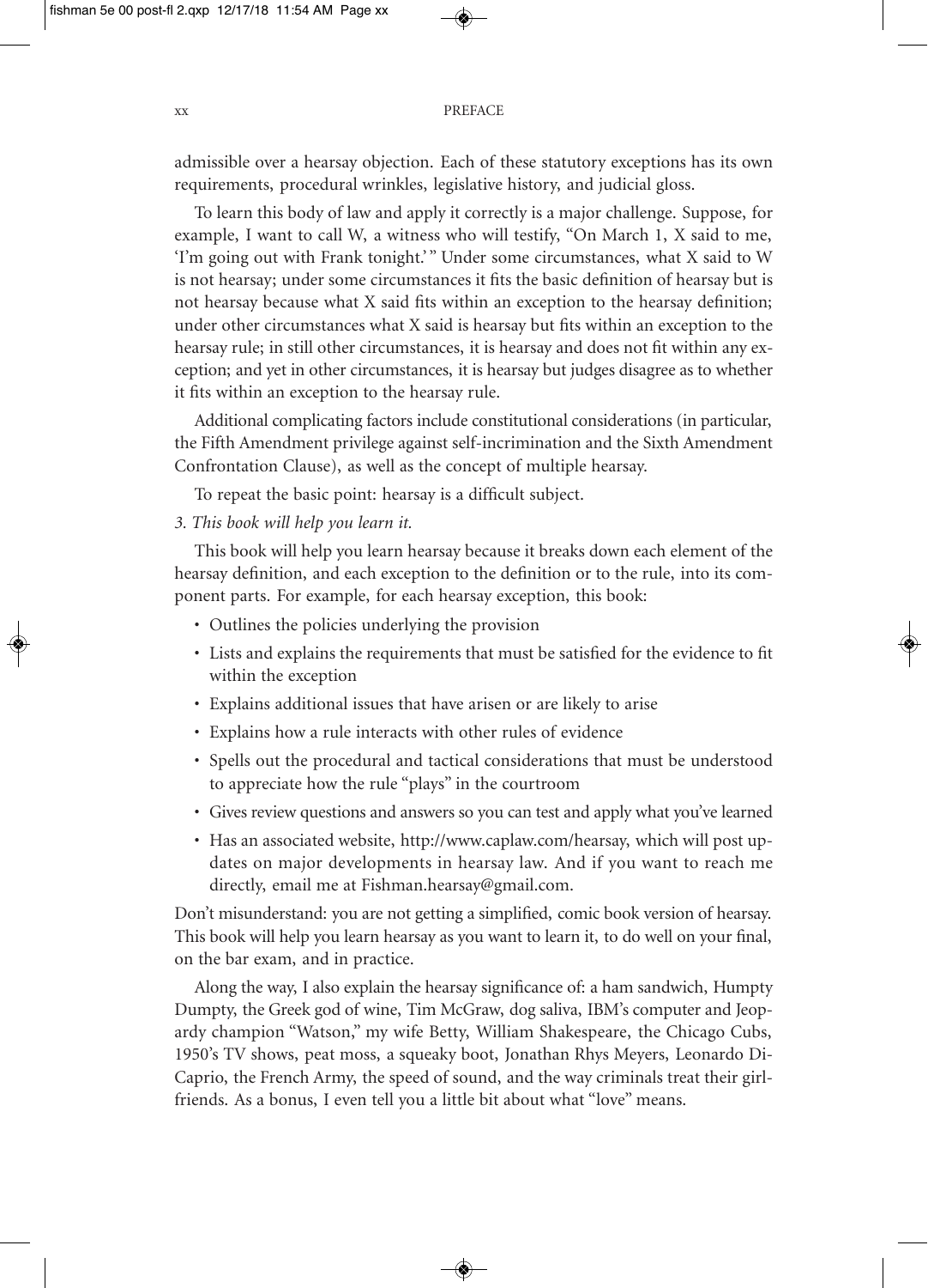admissible over a hearsay objection. Each of these statutory exceptions has its own requirements, procedural wrinkles, legislative history, and judicial gloss.

To learn this body of law and apply it correctly is a major challenge. Suppose, for example, I want to call W, a witness who will testify, "On March 1, X said to me, 'I'm going out with Frank tonight.'" Under some circumstances, what X said to W is not hearsay; under some circumstances it fits the basic definition of hearsay but is not hearsay because what X said fits within an exception to the hearsay definition; under other circumstances what X said is hearsay but fits within an exception to the hearsay rule; in still other circumstances, it is hearsay and does not fit within any exception; and yet in other circumstances, it is hearsay but judges disagree as to whether it fits within an exception to the hearsay rule.

Additional complicating factors include constitutional considerations (in particular, the Fifth Amendment privilege against self-incrimination and the Sixth Amendment Confrontation Clause), as well as the concept of multiple hearsay.

To repeat the basic point: hearsay is a difficult subject.

*3. This book will help you learn it.*

This book will help you learn hearsay because it breaks down each element of the hearsay definition, and each exception to the definition or to the rule, into its component parts. For example, for each hearsay exception, this book:

- Outlines the policies underlying the provision
- Lists and explains the requirements that must be satisfied for the evidence to fit within the exception
- Explains additional issues that have arisen or are likely to arise
- Explains how a rule interacts with other rules of evidence
- Spells out the procedural and tactical considerations that must be understood to appreciate how the rule "plays" in the courtroom
- Gives review questions and answers so you can test and apply what you've learned
- Has an associated website, http://www.caplaw.com/hearsay, which will post updates on major developments in hearsay law. And if you want to reach me directly, email me at Fishman.hearsay@gmail.com.

Don't misunderstand: you are not getting a simplified, comic book version of hearsay. This book will help you learn hearsay as you want to learn it, to do well on your final, on the bar exam, and in practice.

Along the way, I also explain the hearsay significance of: a ham sandwich, Humpty Dumpty, the Greek god of wine, Tim McGraw, dog saliva, IBM's computer and Jeopardy champion "Watson," my wife Betty, William Shakespeare, the Chicago Cubs, 1950's TV shows, peat moss, a squeaky boot, Jonathan Rhys Meyers, Leonardo DiCaprio, the French Army, the speed of sound, and the way criminals treat their girlfriends. As a bonus, I even tell you a little bit about what "love" means.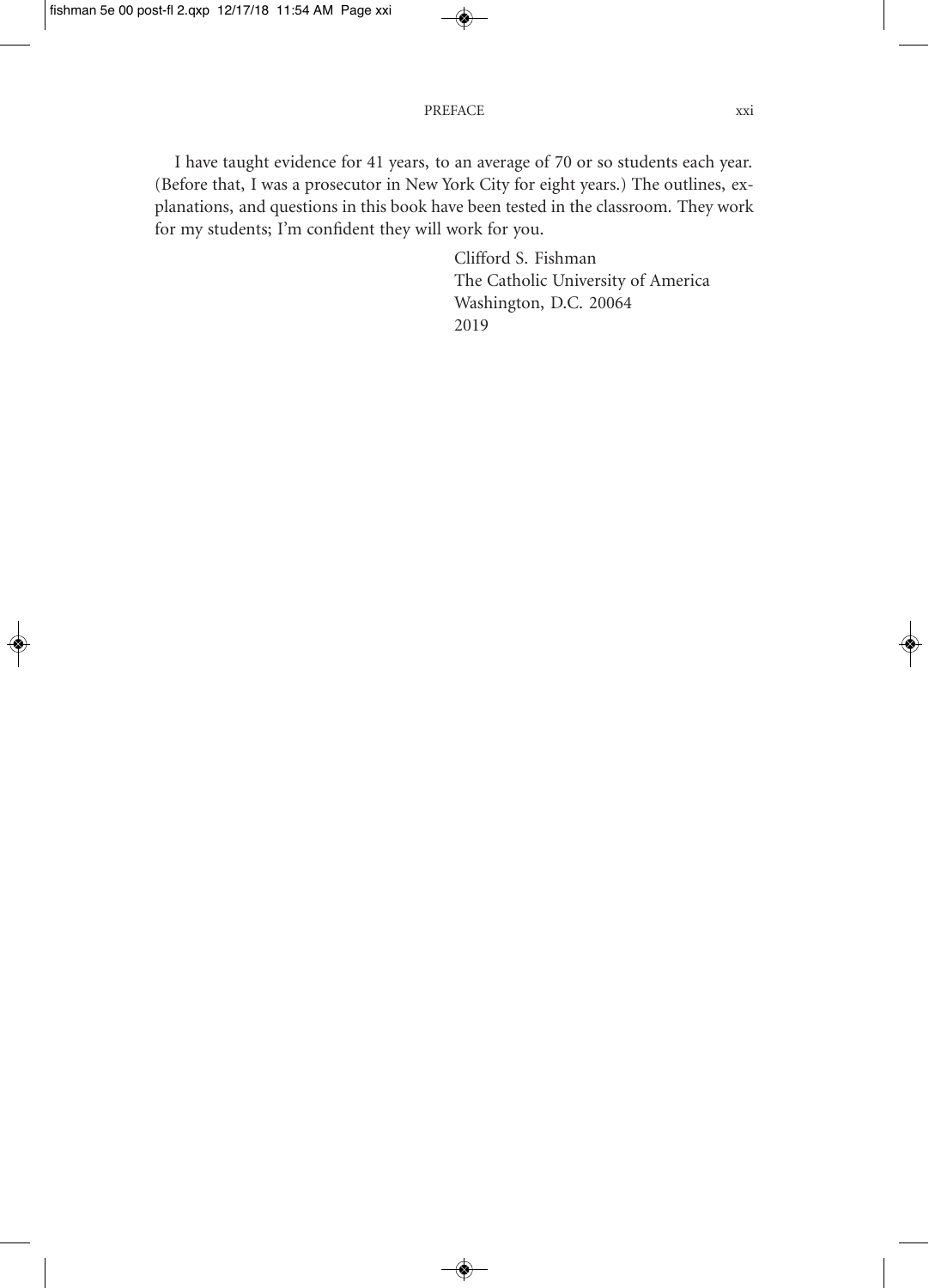I have taught evidence for 41 years, to an average of 70 or so students each year. (Before that, I was a prosecutor in New York City for eight years.) The outlines, explanations, and questions in this book have been tested in the classroom. They work for my students; I'm confident they will work for you.

Clifford S. Fishman
The Catholic University of America
Washington, D.C. 20064
2019